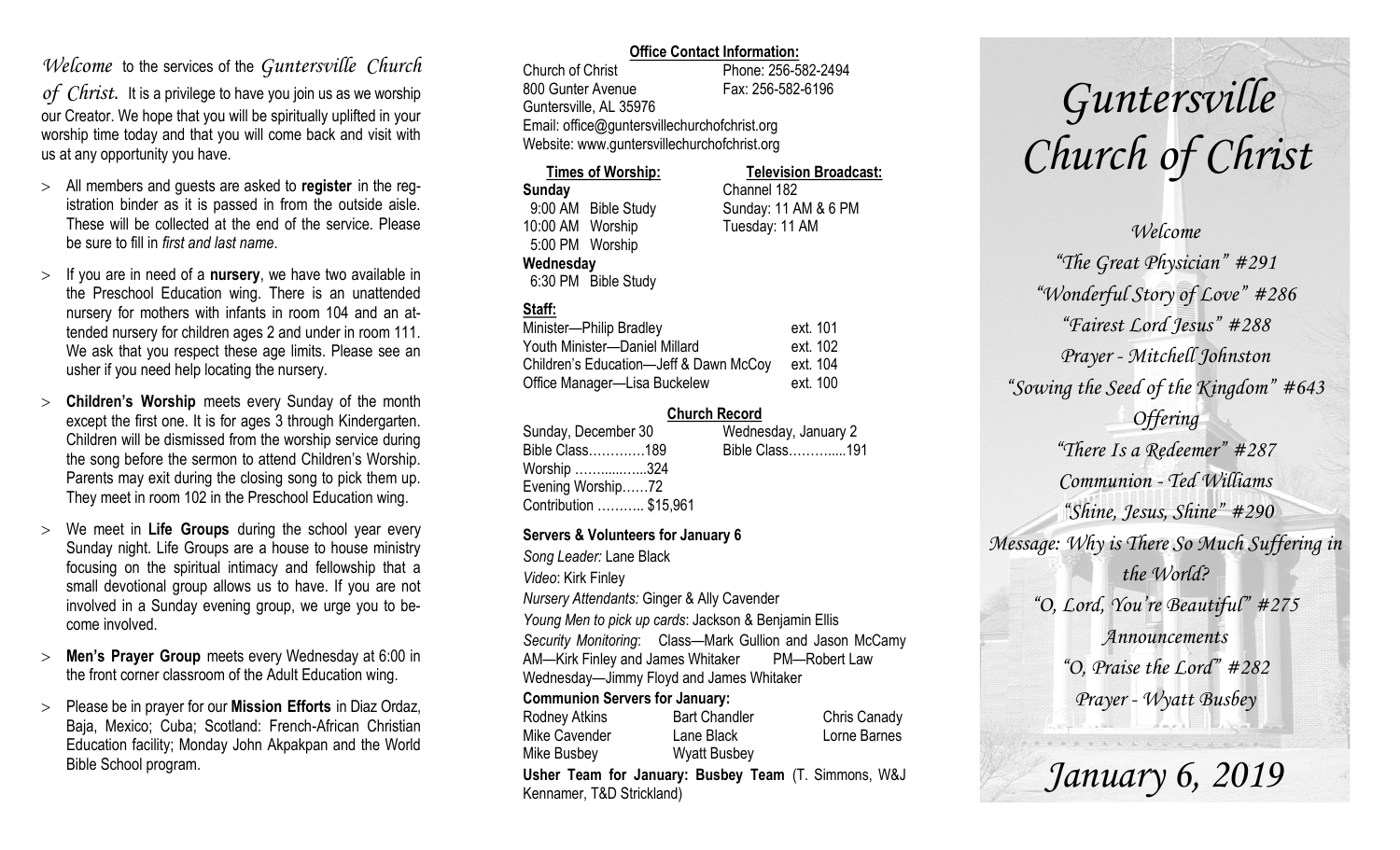*Welcome* to the services of the *Guntersville Church of Christ.* It is a privilege to have you join us as we worship our Creator. We hope that you will be spiritually uplifted in your worship time today and that you will come back and visit with us at any opportunity you have.

- All members and guests are asked to **register** in the registration binder as it is passed in from the outside aisle. These will be collected at the end of the service. Please be sure to fill in *first and last name*.
- If you are in need of a **nursery**, we have two available in the Preschool Education wing. There is an unattended nursery for mothers with infants in room 104 and an attended nursery for children ages 2 and under in room 111. We ask that you respect these age limits. Please see an usher if you need help locating the nursery.
- **Children's Worship** meets every Sunday of the month except the first one. It is for ages 3 through Kindergarten. Children will be dismissed from the worship service during the song before the sermon to attend Children's Worship. Parents may exit during the closing song to pick them up. They meet in room 102 in the Preschool Education wing.
- We meet in **Life Groups** during the school year every Sunday night. Life Groups are a house to house ministry focusing on the spiritual intimacy and fellowship that a small devotional group allows us to have. If you are not involved in a Sunday evening group, we urge you to become involved.
- **Men's Prayer Group** meets every Wednesday at 6:00 in the front corner classroom of the Adult Education wing.
- Please be in prayer for our **Mission Efforts** in Diaz Ordaz, Baja, Mexico; Cuba; Scotland: French-African Christian Education facility; Monday John Akpakpan and the World Bible School program.

**Office Contact Information:**

Church of Christ
800 Gunter Avenue
Guntersville, AL 35976
Phone: 256-582-2494
Fax: 256-582-6196
Email: office@guntersvillechurchofchrist.org
Website: www.guntersvillechurchofchrist.org

**Times of Worship:**

**Sunday**
9:00 AM Bible Study
10:00 AM Worship
5:00 PM Worship
**Wednesday**
6:30 PM Bible Study

**Television Broadcast:**

Channel 182
Sunday: 11 AM & 6 PM
Tuesday: 11 AM

**Staff:**

| | |
|---|---|
| Minister—Philip Bradley | ext. 101 |
| Youth Minister—Daniel Millard | ext. 102 |
| Children's Education—Jeff & Dawn McCoy | ext. 104 |
| Office Manager—Lisa Buckelew | ext. 100 |

**Church Record**

Sunday, December 30
Bible Class…………189
Worship …….....…..324
Evening Worship……72
Contribution ……….. $15,961

Wednesday, January 2
Bible Class………....191

**Servers & Volunteers for January 6**

*Song Leader:* Lane Black
*Video*: Kirk Finley
*Nursery Attendants:* Ginger & Ally Cavender
*Young Men to pick up cards*: Jackson & Benjamin Ellis
*Security Monitoring*: Class—Mark Gullion and Jason McCamy
AM—Kirk Finley and James Whitaker PM—Robert Law
Wednesday—Jimmy Floyd and James Whitaker

**Communion Servers for January:**

| | | |
|---|---|---|
| Rodney Atkins | Bart Chandler | Chris Canady |
| Mike Cavender | Lane Black | Lorne Barnes |
| Mike Busbey | Wyatt Busbey | |

**Usher Team for January: Busbey Team** (T. Simmons, W&J Kennamer, T&D Strickland)

# *Guntersville Church of Christ*

*Welcome*
*"The Great Physician" #291*
*"Wonderful Story of Love" #286*
*"Fairest Lord Jesus" #288*
*Prayer - Mitchell Johnston*
*"Sowing the Seed of the Kingdom" #643*
*Offering*
*"There Is a Redeemer" #287*
*Communion - Ted Williams*
*"Shine, Jesus, Shine" #290*
*Message: Why is There So Much Suffering in the World?*
*"O, Lord, You're Beautiful" #275*
*Announcements*
*"O, Praise the Lord" #282*
*Prayer - Wyatt Busbey*

## *January 6, 2019*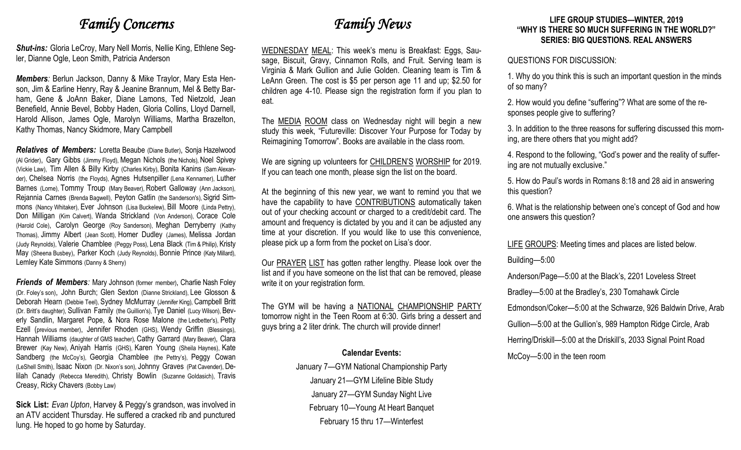# *Family Concerns*

***Shut-ins:*** Gloria LeCroy, Mary Nell Morris, Nellie King, Ethlene Seggler, Dianne Ogle, Leon Smith, Patricia Anderson

***Members:*** Berlun Jackson, Danny & Mike Traylor, Mary Esta Henson, Jim & Earline Henry, Ray & Jeanine Brannum, Mel & Betty Barham, Gene & JoAnn Baker, Diane Lamons, Ted Nietzold, Jean Benefield, Annie Bevel, Bobby Haden, Gloria Collins, Lloyd Darnell, Harold Allison, James Ogle, Marolyn Williams, Martha Brazelton, Kathy Thomas, Nancy Skidmore, Mary Campbell

***Relatives of Members:*** Loretta Beaube (Diane Butler), Sonja Hazelwood (Al Grider), Gary Gibbs (Jimmy Floyd), Megan Nichols (the Nichols), Noel Spivey (Vickie Law), Tim Allen & Billy Kirby (Charles Kirby), Bonita Kanins (Sam Alexander), Chelsea Norris (the Floyds), Agnes Hutsenpiller (Lena Kennamer), Luther Barnes (Lorne), Tommy Troup (Mary Beaver), Robert Galloway (Ann Jackson), Rejannia Carnes (Brenda Bagwell), Peyton Gatlin (the Sanderson's), Sigrid Simmons (Nancy Whitaker), Ever Johnson (Lisa Buckelew), Bill Moore (Linda Pettry), Don Milligan (Kim Calvert), Wanda Strickland (Von Anderson), Corace Cole (Harold Cole), Carolyn George (Roy Sanderson), Meghan Derryberry (Kathy Thomas), Jimmy Albert (Jean Scott), Homer Dudley (James), Melissa Jordan (Judy Reynolds), Valerie Chamblee (Peggy Poss), Lena Black (Tim & Philip), Kristy May (Sheena Busbey), Parker Koch (Judy Reynolds), Bonnie Prince (Katy Millard), Lemley Kate Simmons (Danny & Sherry)

***Friends of Members:*** Mary Johnson (former member), Charlie Nash Foley (Dr. Foley's son), John Burch; Glen Sexton (Dianne Strickland), Lee Glosson & Deborah Hearn (Debbie Teel), Sydney McMurray (Jennifer King), Campbell Britt (Dr. Britt's daughter), Sullivan Family (the Guillion's), Tye Daniel (Lucy Wilson), Beverly Sandlin, Margaret Pope, & Nora Rose Malone (the Ledbetter's), Petty Ezell (previous member), Jennifer Rhoden (GHS), Wendy Griffin (Blessings), Hannah Williams (daughter of GMS teacher), Cathy Garrard (Mary Beaver), Clara Brewer (Kay New), Aniyah Harris (GHS), Karen Young (Sheila Haynes), Kate Sandberg (the McCoy's), Georgia Chamblee (the Pettry's), Peggy Cowan (LeShell Smith), Isaac Nixon (Dr. Nixon's son), Johnny Graves (Pat Cavender), Delilah Canady (Rebecca Meredith), Christy Bowlin (Suzanne Goldasich), Travis Creasy, Ricky Chavers (Bobby Law)

**Sick List:** *Evan Upton*, Harvey & Peggy's grandson, was involved in an ATV accident Thursday. He suffered a cracked rib and punctured lung. He hoped to go home by Saturday.

# *Family News*

WEDNESDAY MEAL: This week's menu is Breakfast: Eggs, Sausage, Biscuit, Gravy, Cinnamon Rolls, and Fruit. Serving team is Virginia & Mark Gullion and Julie Golden. Cleaning team is Tim & LeAnn Green. The cost is $5 per person age 11 and up; $2.50 for children age 4-10. Please sign the registration form if you plan to eat.

The MEDIA ROOM class on Wednesday night will begin a new study this week, "Futureville: Discover Your Purpose for Today by Reimagining Tomorrow". Books are available in the class room.

We are signing up volunteers for CHILDREN'S WORSHIP for 2019. If you can teach one month, please sign the list on the board.

At the beginning of this new year, we want to remind you that we have the capability to have CONTRIBUTIONS automatically taken out of your checking account or charged to a credit/debit card. The amount and frequency is dictated by you and it can be adjusted any time at your discretion. If you would like to use this convenience, please pick up a form from the pocket on Lisa's door.

Our PRAYER LIST has gotten rather lengthy. Please look over the list and if you have someone on the list that can be removed, please write it on your registration form.

The GYM will be having a NATIONAL CHAMPIONSHIP PARTY tomorrow night in the Teen Room at 6:30. Girls bring a dessert and guys bring a 2 liter drink. The church will provide dinner!

**Calendar Events:**

January 7—GYM National Championship Party
January 21—GYM Lifeline Bible Study
January 27—GYM Sunday Night Live
February 10—Young At Heart Banquet
February 15 thru 17—Winterfest

**LIFE GROUP STUDIES—WINTER, 2019**
**"WHY IS THERE SO MUCH SUFFERING IN THE WORLD?"**
**SERIES: BIG QUESTIONS. REAL ANSWERS**

QUESTIONS FOR DISCUSSION:

1. Why do you think this is such an important question in the minds of so many?

2. How would you define "suffering"? What are some of the responses people give to suffering?

3. In addition to the three reasons for suffering discussed this morning, are there others that you might add?

4. Respond to the following, "God's power and the reality of suffering are not mutually exclusive."

5. How do Paul's words in Romans 8:18 and 28 aid in answering this question?

6. What is the relationship between one's concept of God and how one answers this question?

LIFE GROUPS: Meeting times and places are listed below.

Building—5:00

Anderson/Page—5:00 at the Black's, 2201 Loveless Street

Bradley—5:00 at the Bradley's, 230 Tomahawk Circle

Edmondson/Coker—5:00 at the Schwarze, 926 Baldwin Drive, Arab

Gullion—5:00 at the Gullion's, 989 Hampton Ridge Circle, Arab

Herring/Driskill—5:00 at the Driskill's, 2033 Signal Point Road

McCoy—5:00 in the teen room